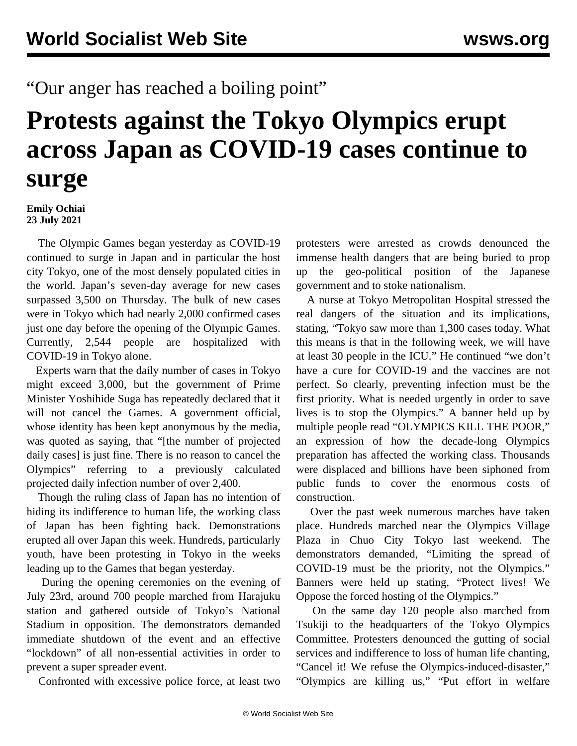“Our anger has reached a boiling point”

# Protests against the Tokyo Olympics erupt across Japan as COVID-19 cases continue to surge

**Emily Ochiai**
**23 July 2021**

The Olympic Games began yesterday as COVID-19 continued to surge in Japan and in particular the host city Tokyo, one of the most densely populated cities in the world. Japan’s seven-day average for new cases surpassed 3,500 on Thursday. The bulk of new cases were in Tokyo which had nearly 2,000 confirmed cases just one day before the opening of the Olympic Games. Currently, 2,544 people are hospitalized with COVID-19 in Tokyo alone.

Experts warn that the daily number of cases in Tokyo might exceed 3,000, but the government of Prime Minister Yoshihide Suga has repeatedly declared that it will not cancel the Games. A government official, whose identity has been kept anonymous by the media, was quoted as saying, that “[the number of projected daily cases] is just fine. There is no reason to cancel the Olympics” referring to a previously calculated projected daily infection number of over 2,400.

Though the ruling class of Japan has no intention of hiding its indifference to human life, the working class of Japan has been fighting back. Demonstrations erupted all over Japan this week. Hundreds, particularly youth, have been protesting in Tokyo in the weeks leading up to the Games that began yesterday.

During the opening ceremonies on the evening of July 23rd, around 700 people marched from Harajuku station and gathered outside of Tokyo’s National Stadium in opposition. The demonstrators demanded immediate shutdown of the event and an effective “lockdown” of all non-essential activities in order to prevent a super spreader event.

Confronted with excessive police force, at least two protesters were arrested as crowds denounced the immense health dangers that are being buried to prop up the geo-political position of the Japanese government and to stoke nationalism.

A nurse at Tokyo Metropolitan Hospital stressed the real dangers of the situation and its implications, stating, “Tokyo saw more than 1,300 cases today. What this means is that in the following week, we will have at least 30 people in the ICU.” He continued “we don’t have a cure for COVID-19 and the vaccines are not perfect. So clearly, preventing infection must be the first priority. What is needed urgently in order to save lives is to stop the Olympics.” A banner held up by multiple people read “OLYMPICS KILL THE POOR,” an expression of how the decade-long Olympics preparation has affected the working class. Thousands were displaced and billions have been siphoned from public funds to cover the enormous costs of construction.

Over the past week numerous marches have taken place. Hundreds marched near the Olympics Village Plaza in Chuo City Tokyo last weekend. The demonstrators demanded, “Limiting the spread of COVID-19 must be the priority, not the Olympics.” Banners were held up stating, “Protect lives! We Oppose the forced hosting of the Olympics.”

On the same day 120 people also marched from Tsukiji to the headquarters of the Tokyo Olympics Committee. Protesters denounced the gutting of social services and indifference to loss of human life chanting, “Cancel it! We refuse the Olympics-induced-disaster,” “Olympics are killing us,” “Put effort in welfare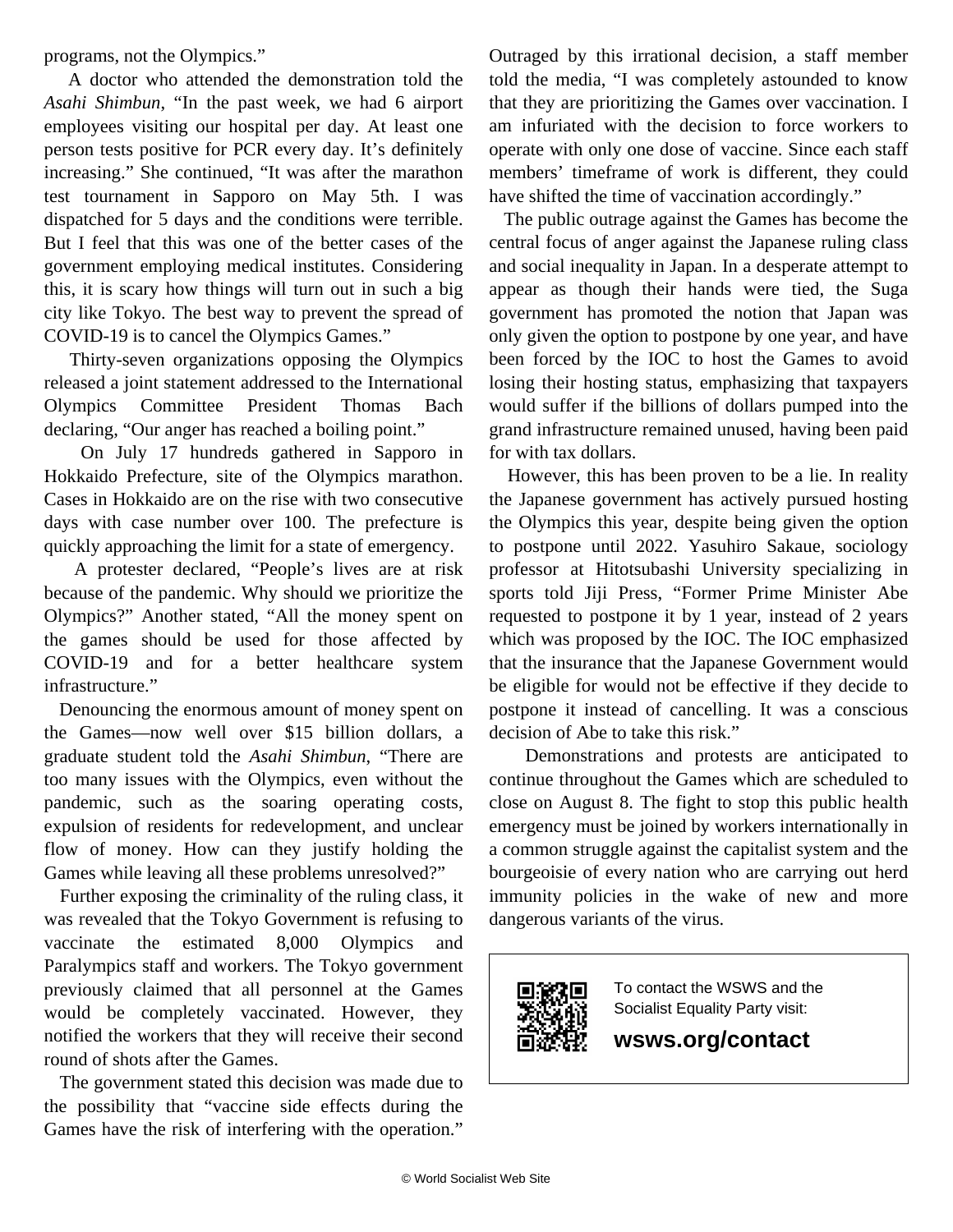programs, not the Olympics."

A doctor who attended the demonstration told the *Asahi Shimbun*, "In the past week, we had 6 airport employees visiting our hospital per day. At least one person tests positive for PCR every day. It's definitely increasing." She continued, "It was after the marathon test tournament in Sapporo on May 5th. I was dispatched for 5 days and the conditions were terrible. But I feel that this was one of the better cases of the government employing medical institutes. Considering this, it is scary how things will turn out in such a big city like Tokyo. The best way to prevent the spread of COVID-19 is to cancel the Olympics Games."

Thirty-seven organizations opposing the Olympics released a joint statement addressed to the International Olympics Committee President Thomas Bach declaring, "Our anger has reached a boiling point."

On July 17 hundreds gathered in Sapporo in Hokkaido Prefecture, site of the Olympics marathon. Cases in Hokkaido are on the rise with two consecutive days with case number over 100. The prefecture is quickly approaching the limit for a state of emergency.

A protester declared, "People's lives are at risk because of the pandemic. Why should we prioritize the Olympics?" Another stated, "All the money spent on the games should be used for those affected by COVID-19 and for a better healthcare system infrastructure."

Denouncing the enormous amount of money spent on the Games—now well over $15 billion dollars, a graduate student told the *Asahi Shimbun*, "There are too many issues with the Olympics, even without the pandemic, such as the soaring operating costs, expulsion of residents for redevelopment, and unclear flow of money. How can they justify holding the Games while leaving all these problems unresolved?"

Further exposing the criminality of the ruling class, it was revealed that the Tokyo Government is refusing to vaccinate the estimated 8,000 Olympics and Paralympics staff and workers. The Tokyo government previously claimed that all personnel at the Games would be completely vaccinated. However, they notified the workers that they will receive their second round of shots after the Games.

The government stated this decision was made due to the possibility that "vaccine side effects during the Games have the risk of interfering with the operation." Outraged by this irrational decision, a staff member told the media, "I was completely astounded to know that they are prioritizing the Games over vaccination. I am infuriated with the decision to force workers to operate with only one dose of vaccine. Since each staff members' timeframe of work is different, they could have shifted the time of vaccination accordingly."

The public outrage against the Games has become the central focus of anger against the Japanese ruling class and social inequality in Japan. In a desperate attempt to appear as though their hands were tied, the Suga government has promoted the notion that Japan was only given the option to postpone by one year, and have been forced by the IOC to host the Games to avoid losing their hosting status, emphasizing that taxpayers would suffer if the billions of dollars pumped into the grand infrastructure remained unused, having been paid for with tax dollars.

However, this has been proven to be a lie. In reality the Japanese government has actively pursued hosting the Olympics this year, despite being given the option to postpone until 2022. Yasuhiro Sakaue, sociology professor at Hitotsubashi University specializing in sports told Jiji Press, "Former Prime Minister Abe requested to postpone it by 1 year, instead of 2 years which was proposed by the IOC. The IOC emphasized that the insurance that the Japanese Government would be eligible for would not be effective if they decide to postpone it instead of cancelling. It was a conscious decision of Abe to take this risk."

Demonstrations and protests are anticipated to continue throughout the Games which are scheduled to close on August 8. The fight to stop this public health emergency must be joined by workers internationally in a common struggle against the capitalist system and the bourgeoisie of every nation who are carrying out herd immunity policies in the wake of new and more dangerous variants of the virus.

To contact the WSWS and the Socialist Equality Party visit:

**wsws.org/contact**